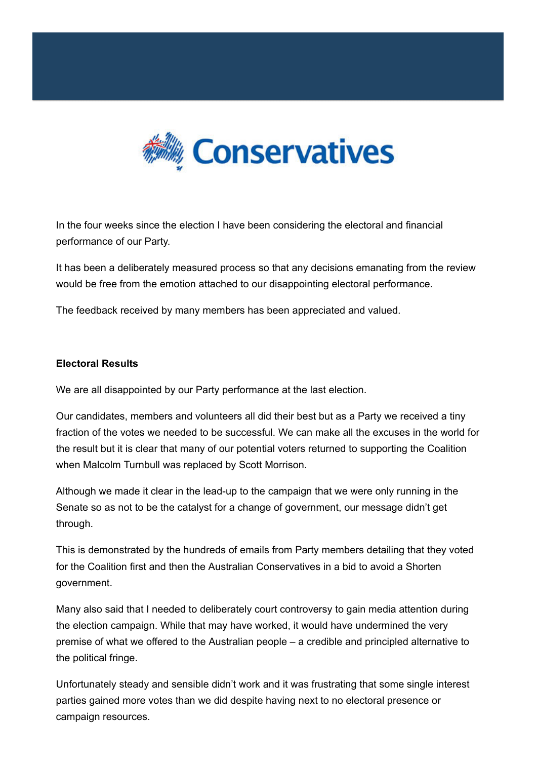# Conservatives

In the four weeks since the election I have been considering the electoral and financial performance of our Party.

It has been a deliberately measured process so that any decisions emanating from the review would be free from the emotion attached to our disappointing electoral performance.

The feedback received by many members has been appreciated and valued.

**Electoral Results**

We are all disappointed by our Party performance at the last election.

Our candidates, members and volunteers all did their best but as a Party we received a tiny fraction of the votes we needed to be successful. We can make all the excuses in the world for the result but it is clear that many of our potential voters returned to supporting the Coalition when Malcolm Turnbull was replaced by Scott Morrison.

Although we made it clear in the lead-up to the campaign that we were only running in the Senate so as not to be the catalyst for a change of government, our message didn't get through.

This is demonstrated by the hundreds of emails from Party members detailing that they voted for the Coalition first and then the Australian Conservatives in a bid to avoid a Shorten government.

Many also said that I needed to deliberately court controversy to gain media attention during the election campaign. While that may have worked, it would have undermined the very premise of what we offered to the Australian people – a credible and principled alternative to the political fringe.

Unfortunately steady and sensible didn't work and it was frustrating that some single interest parties gained more votes than we did despite having next to no electoral presence or campaign resources.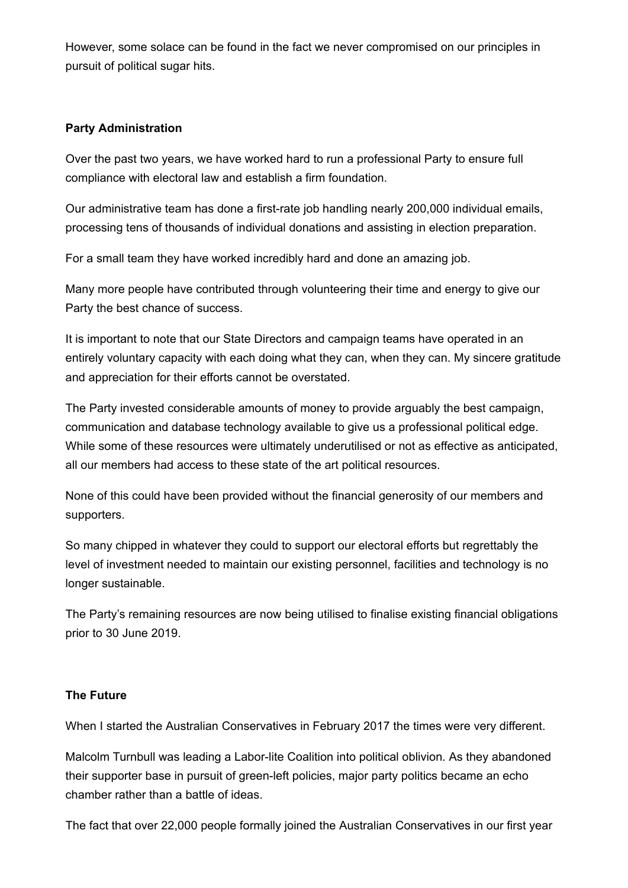However, some solace can be found in the fact we never compromised on our principles in pursuit of political sugar hits.

**Party Administration**

Over the past two years, we have worked hard to run a professional Party to ensure full compliance with electoral law and establish a firm foundation.

Our administrative team has done a first-rate job handling nearly 200,000 individual emails, processing tens of thousands of individual donations and assisting in election preparation.

For a small team they have worked incredibly hard and done an amazing job.

Many more people have contributed through volunteering their time and energy to give our Party the best chance of success.

It is important to note that our State Directors and campaign teams have operated in an entirely voluntary capacity with each doing what they can, when they can. My sincere gratitude and appreciation for their efforts cannot be overstated.

The Party invested considerable amounts of money to provide arguably the best campaign, communication and database technology available to give us a professional political edge. While some of these resources were ultimately underutilised or not as effective as anticipated, all our members had access to these state of the art political resources.

None of this could have been provided without the financial generosity of our members and supporters.

So many chipped in whatever they could to support our electoral efforts but regrettably the level of investment needed to maintain our existing personnel, facilities and technology is no longer sustainable.

The Party's remaining resources are now being utilised to finalise existing financial obligations prior to 30 June 2019.

**The Future**

When I started the Australian Conservatives in February 2017 the times were very different.

Malcolm Turnbull was leading a Labor-lite Coalition into political oblivion. As they abandoned their supporter base in pursuit of green-left policies, major party politics became an echo chamber rather than a battle of ideas.

The fact that over 22,000 people formally joined the Australian Conservatives in our first year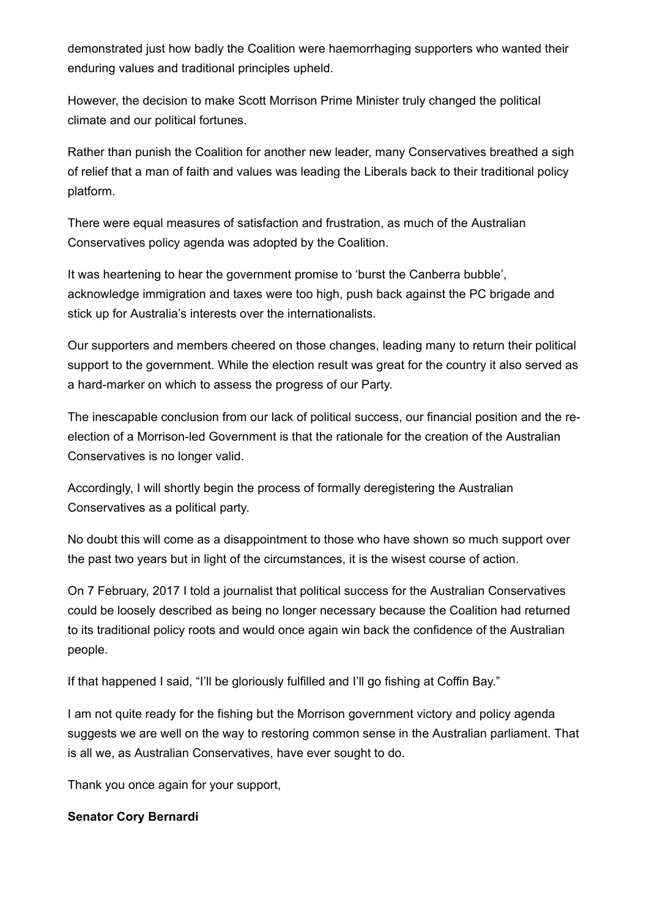demonstrated just how badly the Coalition were haemorrhaging supporters who wanted their enduring values and traditional principles upheld.

However, the decision to make Scott Morrison Prime Minister truly changed the political climate and our political fortunes.

Rather than punish the Coalition for another new leader, many Conservatives breathed a sigh of relief that a man of faith and values was leading the Liberals back to their traditional policy platform.

There were equal measures of satisfaction and frustration, as much of the Australian Conservatives policy agenda was adopted by the Coalition.

It was heartening to hear the government promise to 'burst the Canberra bubble', acknowledge immigration and taxes were too high, push back against the PC brigade and stick up for Australia's interests over the internationalists.

Our supporters and members cheered on those changes, leading many to return their political support to the government. While the election result was great for the country it also served as a hard-marker on which to assess the progress of our Party.

The inescapable conclusion from our lack of political success, our financial position and the re-election of a Morrison-led Government is that the rationale for the creation of the Australian Conservatives is no longer valid.

Accordingly, I will shortly begin the process of formally deregistering the Australian Conservatives as a political party.

No doubt this will come as a disappointment to those who have shown so much support over the past two years but in light of the circumstances, it is the wisest course of action.

On 7 February, 2017 I told a journalist that political success for the Australian Conservatives could be loosely described as being no longer necessary because the Coalition had returned to its traditional policy roots and would once again win back the confidence of the Australian people.

If that happened I said, "I'll be gloriously fulfilled and I'll go fishing at Coffin Bay."

I am not quite ready for the fishing but the Morrison government victory and policy agenda suggests we are well on the way to restoring common sense in the Australian parliament. That is all we, as Australian Conservatives, have ever sought to do.

Thank you once again for your support,

**Senator Cory Bernardi**